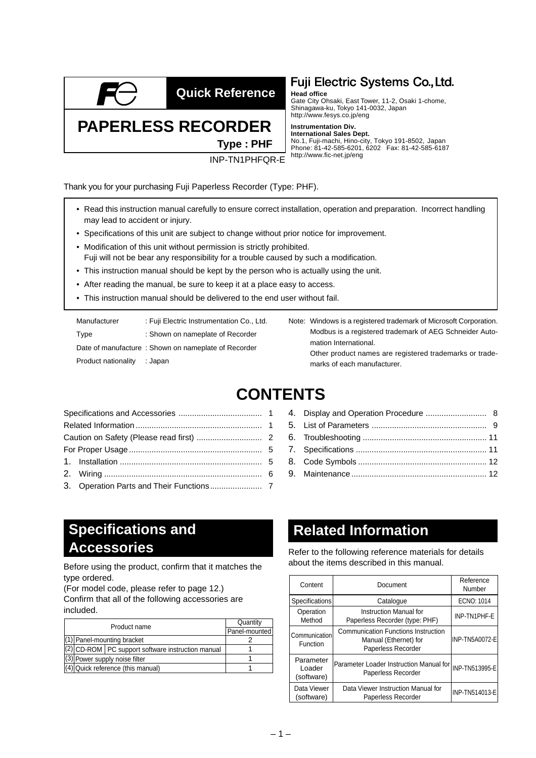# Quick Reference

# PAPERLESS RECORDER

**Type : PHF**

INP-TN1PHFQR-E

**Fuji Electric Systems Co., Ltd.**

**Head office**
Gate City Ohsaki, East Tower, 11-2, Osaki 1-chome,
Shinagawa-ku, Tokyo 141-0032, Japan
http://www.fesys.co.jp/eng

**Instrumentation Div.**
**International Sales Dept.**
No.1, Fuji-machi, Hino-city, Tokyo 191-8502, Japan
Phone: 81-42-585-6201, 6202 Fax: 81-42-585-6187
http://www.fic-net.jp/eng

Thank you for your purchasing Fuji Paperless Recorder (Type: PHF).

- Read this instruction manual carefully to ensure correct installation, operation and preparation. Incorrect handling may lead to accident or injury.
- Specifications of this unit are subject to change without prior notice for improvement.
- Modification of this unit without permission is strictly prohibited.
  Fuji will not be bear any responsibility for a trouble caused by such a modification.
- This instruction manual should be kept by the person who is actually using the unit.
- After reading the manual, be sure to keep it at a place easy to access.
- This instruction manual should be delivered to the end user without fail.

Manufacturer : Fuji Electric Instrumentation Co., Ltd.
Type : Shown on nameplate of Recorder
Date of manufacture : Shown on nameplate of Recorder
Product nationality : Japan

Note: Windows is a registered trademark of Microsoft Corporation.
Modbus is a registered trademark of AEG Schneider Automation International.
Other product names are registered trademarks or trademarks of each manufacturer.

# CONTENTS

Specifications and Accessories .................................... 1
Related Information ....................................................... 1
Caution on Safety (Please read first) ............................ 2
For Proper Usage .......................................................... 5
1. Installation .............................................................. 5
2. Wiring ..................................................................... 6
3. Operation Parts and Their Functions ...................... 7
4. Display and Operation Procedure .......................... 8
5. List of Parameters .................................................. 9
6. Troubleshooting ...................................................... 11
7. Specifications ......................................................... 11
8. Code Symbols ........................................................ 12
9. Maintenance ........................................................... 12

## Specifications and Accessories

Before using the product, confirm that it matches the type ordered.
(For model code, please refer to page 12.)
Confirm that all of the following accessories are included.

| Product name | | Quantity |
|---|---|---|
| | | Panel-mounted |
| (1) | Panel-mounting bracket | 2 |
| (2) | CD-ROM / PC support software instruction manual | 1 |
| (3) | Power supply noise filter | 1 |
| (4) | Quick reference (this manual) | 1 |

## Related Information

Refer to the following reference materials for details about the items described in this manual.

| Content | Document | Reference Number |
|---|---|---|
| Specifications | Catalogue | ECNO: 1014 |
| Operation Method | Instruction Manual for Paperless Recorder (type: PHF) | INP-TN1PHF-E |
| Communication Function | Communication Functions Instruction Manual (Ethernet) for Paperless Recorder | INP-TN5A0072-E |
| Parameter Loader (software) | Parameter Loader Instruction Manual for Paperless Recorder | INP-TN513995-E |
| Data Viewer (software) | Data Viewer Instruction Manual for Paperless Recorder | INP-TN514013-E |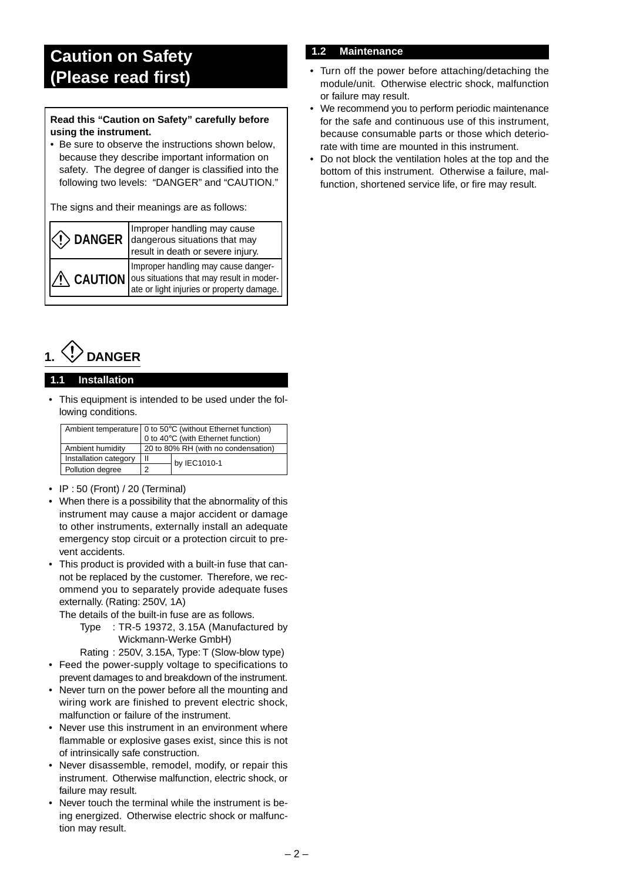# Caution on Safety (Please read first)

**Read this "Caution on Safety" carefully before using the instrument.**

- Be sure to observe the instructions shown below, because they describe important information on safety. The degree of danger is classified into the following two levels: "DANGER" and "CAUTION."

The signs and their meanings are as follows:

| Sign | Meaning |
|---|---|
| DANGER | Improper handling may cause dangerous situations that may result in death or severe injury. |
| CAUTION | Improper handling may cause dangerous situations that may result in moderate or light injuries or property damage. |

## 1. DANGER

### 1.1 Installation

- This equipment is intended to be used under the following conditions.

| | | |
|---|---|---|
| Ambient temperature | 0 to 50°C (without Ethernet function)<br>0 to 40°C (with Ethernet function) | |
| Ambient humidity | 20 to 80% RH (with no condensation) | |
| Installation category | II | by IEC1010-1 |
| Pollution degree | 2 | |

- IP : 50 (Front) / 20 (Terminal)
- When there is a possibility that the abnormality of this instrument may cause a major accident or damage to other instruments, externally install an adequate emergency stop circuit or a protection circuit to prevent accidents.
- This product is provided with a built-in fuse that cannot be replaced by the customer. Therefore, we recommend you to separately provide adequate fuses externally. (Rating: 250V, 1A)

  The details of the built-in fuse are as follows.

  Type : TR-5 19372, 3.15A (Manufactured by Wickmann-Werke GmbH)

  Rating : 250V, 3.15A, Type: T (Slow-blow type)
- Feed the power-supply voltage to specifications to prevent damages to and breakdown of the instrument.
- Never turn on the power before all the mounting and wiring work are finished to prevent electric shock, malfunction or failure of the instrument.
- Never use this instrument in an environment where flammable or explosive gases exist, since this is not of intrinsically safe construction.
- Never disassemble, remodel, modify, or repair this instrument. Otherwise malfunction, electric shock, or failure may result.
- Never touch the terminal while the instrument is being energized. Otherwise electric shock or malfunction may result.

### 1.2 Maintenance

- Turn off the power before attaching/detaching the module/unit. Otherwise electric shock, malfunction or failure may result.
- We recommend you to perform periodic maintenance for the safe and continuous use of this instrument, because consumable parts or those which deteriorate with time are mounted in this instrument.
- Do not block the ventilation holes at the top and the bottom of this instrument. Otherwise a failure, malfunction, shortened service life, or fire may result.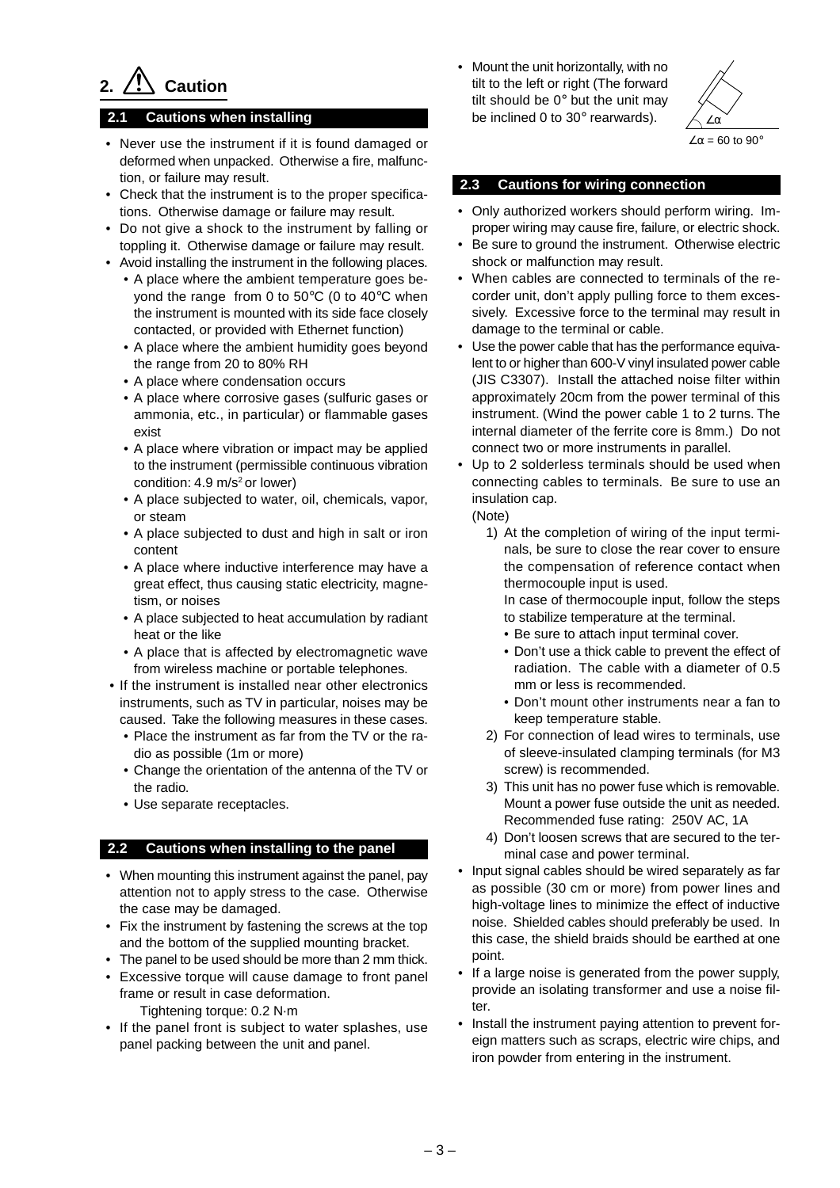## 2. ⚠ Caution

### 2.1 Cautions when installing

- Never use the instrument if it is found damaged or deformed when unpacked. Otherwise a fire, malfunction, or failure may result.
- Check that the instrument is to the proper specifications. Otherwise damage or failure may result.
- Do not give a shock to the instrument by falling or toppling it. Otherwise damage or failure may result.
- Avoid installing the instrument in the following places.
  - A place where the ambient temperature goes beyond the range from 0 to 50°C (0 to 40°C when the instrument is mounted with its side face closely contacted, or provided with Ethernet function)
  - A place where the ambient humidity goes beyond the range from 20 to 80% RH
  - A place where condensation occurs
  - A place where corrosive gases (sulfuric gases or ammonia, etc., in particular) or flammable gases exist
  - A place where vibration or impact may be applied to the instrument (permissible continuous vibration condition: 4.9 $m/s^2$ or lower)
  - A place subjected to water, oil, chemicals, vapor, or steam
  - A place subjected to dust and high in salt or iron content
  - A place where inductive interference may have a great effect, thus causing static electricity, magnetism, or noises
  - A place subjected to heat accumulation by radiant heat or the like
  - A place that is affected by electromagnetic wave from wireless machine or portable telephones.
- If the instrument is installed near other electronics instruments, such as TV in particular, noises may be caused. Take the following measures in these cases.
  - Place the instrument as far from the TV or the radio as possible (1m or more)
  - Change the orientation of the antenna of the TV or the radio.
  - Use separate receptacles.

### 2.2 Cautions when installing to the panel

- When mounting this instrument against the panel, pay attention not to apply stress to the case. Otherwise the case may be damaged.
- Fix the instrument by fastening the screws at the top and the bottom of the supplied mounting bracket.
- The panel to be used should be more than 2 mm thick.
- Excessive torque will cause damage to front panel frame or result in case deformation.
  Tightening torque: 0.2 N·m
- If the panel front is subject to water splashes, use panel packing between the unit and panel.
- Mount the unit horizontally, with no tilt to the left or right (The forward tilt should be 0° but the unit may be inclined 0 to 30° rearwards).

∠α = 60 to 90°

### 2.3 Cautions for wiring connection

- Only authorized workers should perform wiring. Improper wiring may cause fire, failure, or electric shock.
- Be sure to ground the instrument. Otherwise electric shock or malfunction may result.
- When cables are connected to terminals of the recorder unit, don't apply pulling force to them excessively. Excessive force to the terminal may result in damage to the terminal or cable.
- Use the power cable that has the performance equivalent to or higher than 600-V vinyl insulated power cable (JIS C3307). Install the attached noise filter within approximately 20cm from the power terminal of this instrument. (Wind the power cable 1 to 2 turns. The internal diameter of the ferrite core is 8mm.) Do not connect two or more instruments in parallel.
- Up to 2 solderless terminals should be used when connecting cables to terminals. Be sure to use an insulation cap.
  (Note)
  1) At the completion of wiring of the input terminals, be sure to close the rear cover to ensure the compensation of reference contact when thermocouple input is used.
     In case of thermocouple input, follow the steps to stabilize temperature at the terminal.
     - Be sure to attach input terminal cover.
     - Don't use a thick cable to prevent the effect of radiation. The cable with a diameter of 0.5 mm or less is recommended.
     - Don't mount other instruments near a fan to keep temperature stable.
  2) For connection of lead wires to terminals, use of sleeve-insulated clamping terminals (for M3 screw) is recommended.
  3) This unit has no power fuse which is removable. Mount a power fuse outside the unit as needed. Recommended fuse rating: 250V AC, 1A
  4) Don't loosen screws that are secured to the terminal case and power terminal.
- Input signal cables should be wired separately as far as possible (30 cm or more) from power lines and high-voltage lines to minimize the effect of inductive noise. Shielded cables should preferably be used. In this case, the shield braids should be earthed at one point.
- If a large noise is generated from the power supply, provide an isolating transformer and use a noise filter.
- Install the instrument paying attention to prevent foreign matters such as scraps, electric wire chips, and iron powder from entering in the instrument.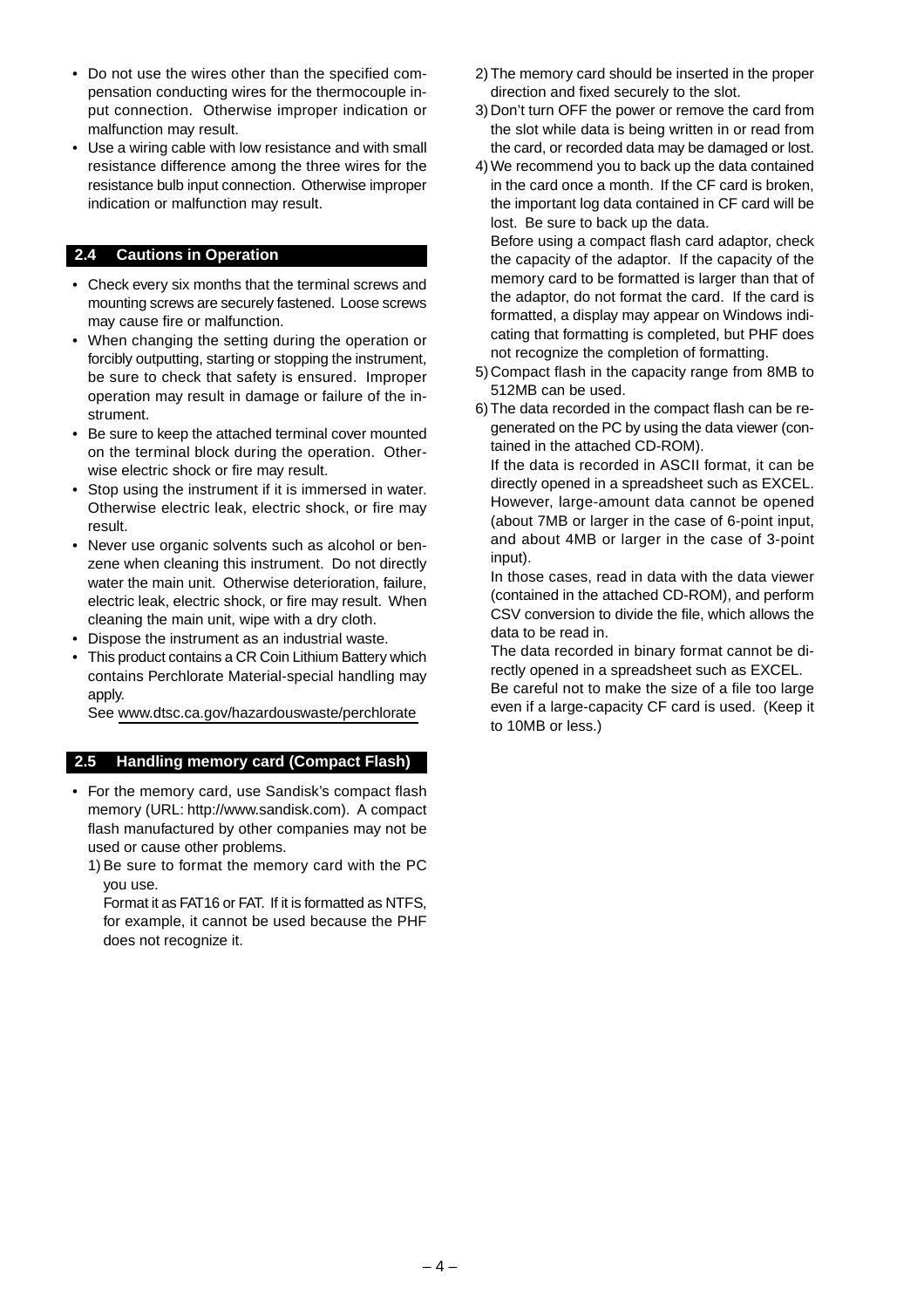- Do not use the wires other than the specified compensation conducting wires for the thermocouple input connection. Otherwise improper indication or malfunction may result.
- Use a wiring cable with low resistance and with small resistance difference among the three wires for the resistance bulb input connection. Otherwise improper indication or malfunction may result.

## 2.4 Cautions in Operation

- Check every six months that the terminal screws and mounting screws are securely fastened. Loose screws may cause fire or malfunction.
- When changing the setting during the operation or forcibly outputting, starting or stopping the instrument, be sure to check that safety is ensured. Improper operation may result in damage or failure of the instrument.
- Be sure to keep the attached terminal cover mounted on the terminal block during the operation. Otherwise electric shock or fire may result.
- Stop using the instrument if it is immersed in water. Otherwise electric leak, electric shock, or fire may result.
- Never use organic solvents such as alcohol or benzene when cleaning this instrument. Do not directly water the main unit. Otherwise deterioration, failure, electric leak, electric shock, or fire may result. When cleaning the main unit, wipe with a dry cloth.
- Dispose the instrument as an industrial waste.
- This product contains a CR Coin Lithium Battery which contains Perchlorate Material-special handling may apply.
  See www.dtsc.ca.gov/hazardouswaste/perchlorate

## 2.5 Handling memory card (Compact Flash)

- For the memory card, use Sandisk's compact flash memory (URL: http://www.sandisk.com). A compact flash manufactured by other companies may not be used or cause other problems.
  1) Be sure to format the memory card with the PC you use.
     Format it as FAT16 or FAT. If it is formatted as NTFS, for example, it cannot be used because the PHF does not recognize it.
  2) The memory card should be inserted in the proper direction and fixed securely to the slot.
  3) Don't turn OFF the power or remove the card from the slot while data is being written in or read from the card, or recorded data may be damaged or lost.
  4) We recommend you to back up the data contained in the card once a month. If the CF card is broken, the important log data contained in CF card will be lost. Be sure to back up the data.
     Before using a compact flash card adaptor, check the capacity of the adaptor. If the capacity of the memory card to be formatted is larger than that of the adaptor, do not format the card. If the card is formatted, a display may appear on Windows indicating that formatting is completed, but PHF does not recognize the completion of formatting.
  5) Compact flash in the capacity range from 8MB to 512MB can be used.
  6) The data recorded in the compact flash can be regenerated on the PC by using the data viewer (contained in the attached CD-ROM).
     If the data is recorded in ASCII format, it can be directly opened in a spreadsheet such as EXCEL. However, large-amount data cannot be opened (about 7MB or larger in the case of 6-point input, and about 4MB or larger in the case of 3-point input).
     In those cases, read in data with the data viewer (contained in the attached CD-ROM), and perform CSV conversion to divide the file, which allows the data to be read in.
     The data recorded in binary format cannot be directly opened in a spreadsheet such as EXCEL.
     Be careful not to make the size of a file too large even if a large-capacity CF card is used. (Keep it to 10MB or less.)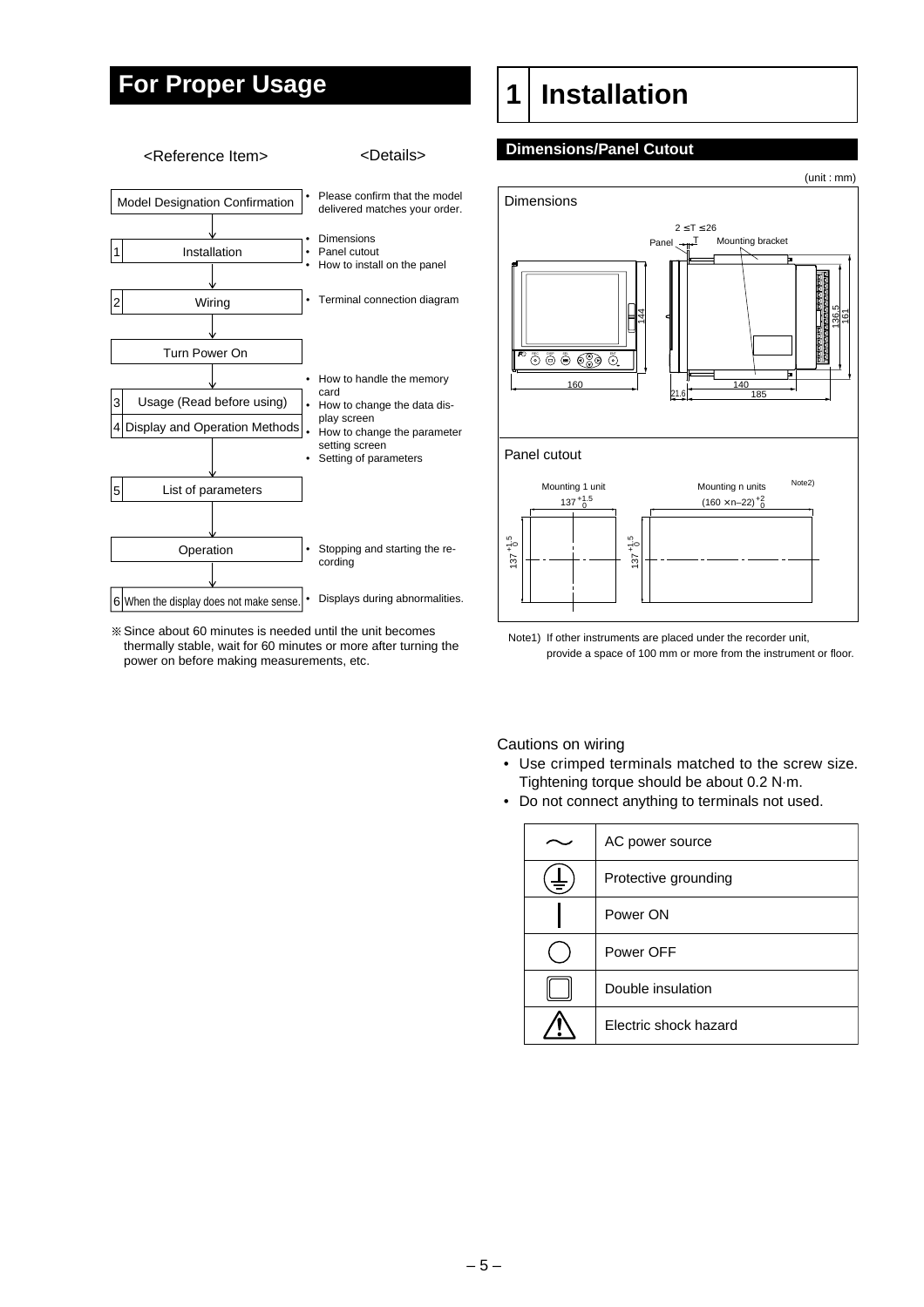# For Proper Usage

| <Reference Item> | <Details> |
|---|---|
| Model Designation Confirmation | • Please confirm that the model delivered matches your order. |
| 1 Installation | • Dimensions<br>• Panel cutout<br>• How to install on the panel |
| 2 Wiring | • Terminal connection diagram |
| Turn Power On | |
| 3 Usage (Read before using)<br>4 Display and Operation Methods | • How to handle the memory card<br>• How to change the data display screen<br>• How to change the parameter setting screen<br>• Setting of parameters |
| 5 List of parameters | |
| Operation | • Stopping and starting the recording |
| 6 When the display does not make sense. | • Displays during abnormalities. |

※ Since about 60 minutes is needed until the unit becomes thermally stable, wait for 60 minutes or more after turning the power on before making measurements, etc.

# 1 Installation

## Dimensions/Panel Cutout

(unit : mm)

Dimensions

2 ≤ T ≤ 26

Panel T Mounting bracket

144, 160, 21.6, 140, 185, 136.5, 161

Panel cutout

Mounting 1 unit: $137^{+1.5}_{0}$ × $137^{+1.5}_{0}$

Mounting n units Note2): $(160 \times n - 22)^{+2}_{0}$ × $137^{+1.5}_{0}$

Note1) If other instruments are placed under the recorder unit, provide a space of 100 mm or more from the instrument or floor.

Cautions on wiring

- Use crimped terminals matched to the screw size. Tightening torque should be about 0.2 N·m.
- Do not connect anything to terminals not used.

| Symbol | Meaning |
|---|---|
| ∼ | AC power source |
| ⏚ | Protective grounding |
| \| | Power ON |
| ○ | Power OFF |
| ⧈ | Double insulation |
| ⚠ | Electric shock hazard |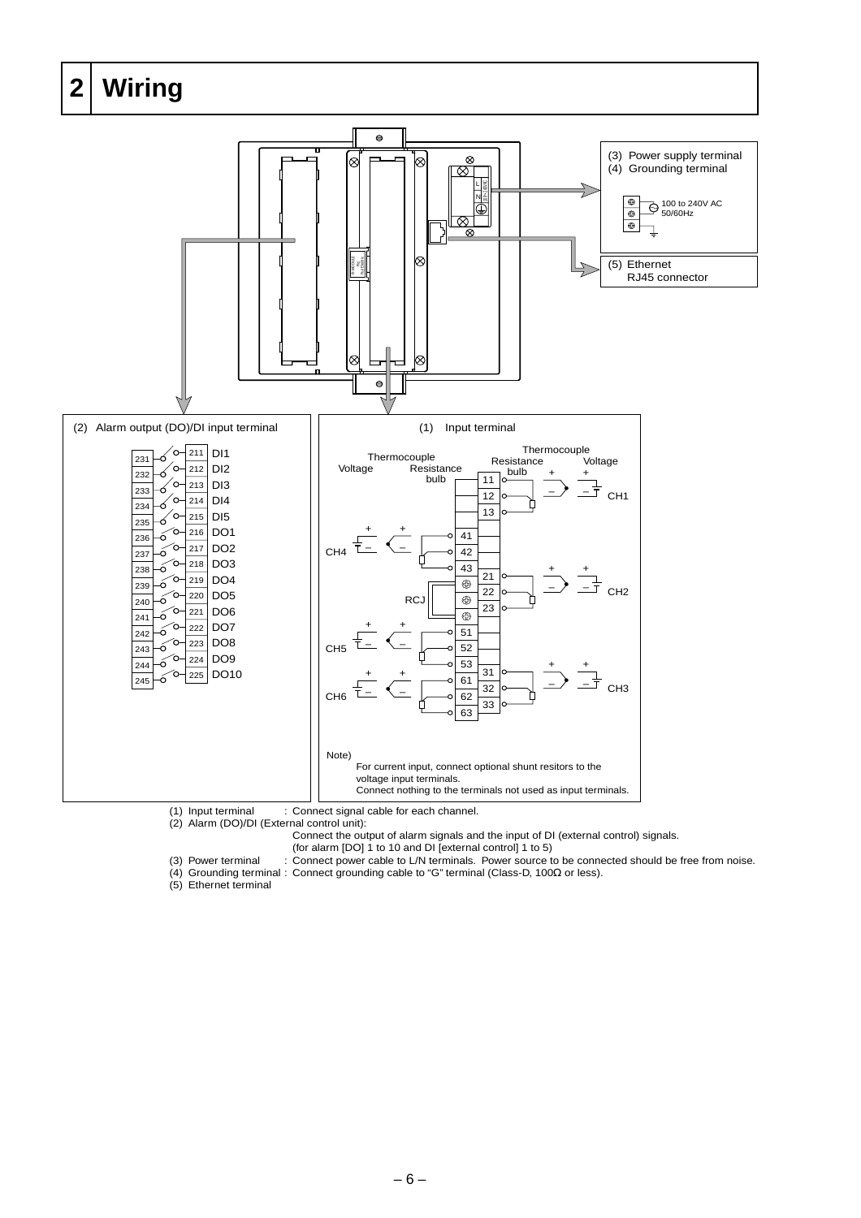# 2 Wiring

(3) Power supply terminal
(4) Grounding terminal

100 to 240V AC 50/60Hz

(5) Ethernet RJ45 connector

(2) Alarm output (DO)/DI input terminal

| | | |
|---|---|---|
| 231 | 211 | DI1 |
| 232 | 212 | DI2 |
| 233 | 213 | DI3 |
| 234 | 214 | DI4 |
| 235 | 215 | DI5 |
| 236 | 216 | DO1 |
| 237 | 217 | DO2 |
| 238 | 218 | DO3 |
| 239 | 219 | DO4 |
| 240 | 220 | DO5 |
| 241 | 221 | DO6 |
| 242 | 222 | DO7 |
| 243 | 223 | DO8 |
| 244 | 224 | DO9 |
| 245 | 225 | DO10 |

(1) Input terminal

Voltage, Thermocouple, Resistance bulb

| Channel | Terminals |
|---|---|
| CH1 | 11, 12, 13 |
| CH2 | 21, 22, 23 |
| CH3 | 31, 32, 33 |
| CH4 | 41, 42, 43 |
| CH5 | 51, 52, 53 |
| CH6 | 61, 62, 63 |

RCJ

Note)
For current input, connect optional shunt resitors to the voltage input terminals.
Connect nothing to the terminals not used as input terminals.

(1) Input terminal : Connect signal cable for each channel.
(2) Alarm (DO)/DI (External control unit):
Connect the output of alarm signals and the input of DI (external control) signals.
(for alarm [DO] 1 to 10 and DI [external control] 1 to 5)
(3) Power terminal : Connect power cable to L/N terminals. Power source to be connected should be free from noise.
(4) Grounding terminal : Connect grounding cable to "G" terminal (Class-D, 100Ω or less).
(5) Ethernet terminal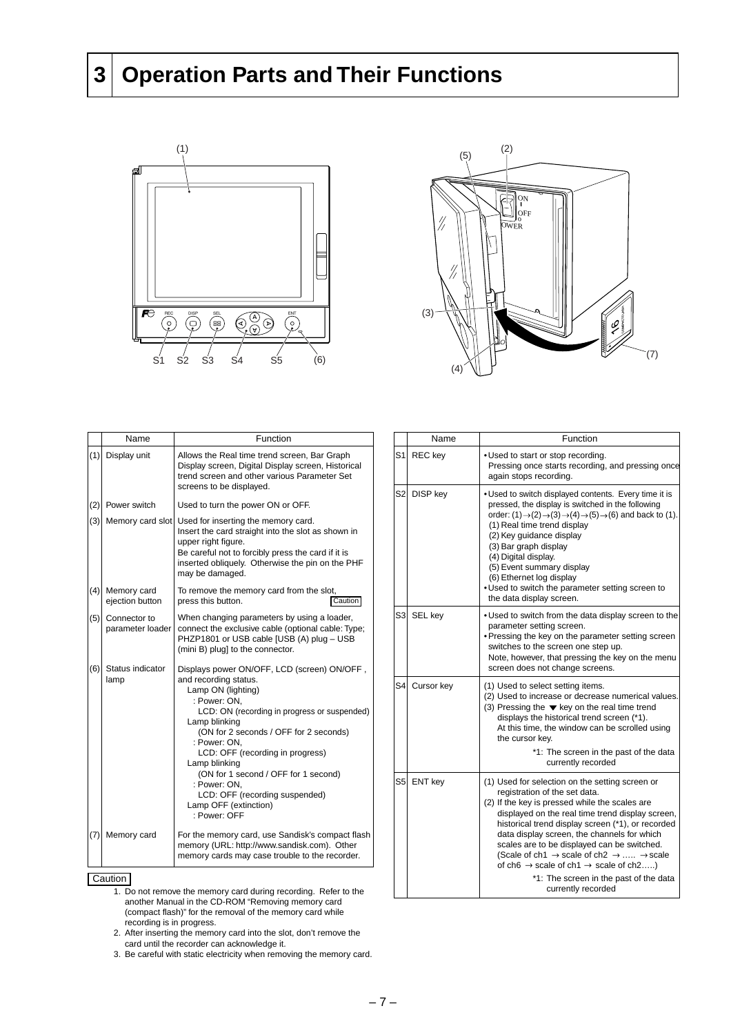# 3 Operation Parts and Their Functions

| | Name | Function |
|---|---|---|
| (1) | Display unit | Allows the Real time trend screen, Bar Graph Display screen, Digital Display screen, Historical trend screen and other various Parameter Set screens to be displayed. |
| (2) | Power switch | Used to turn the power ON or OFF. |
| (3) | Memory card slot | Used for inserting the memory card. Insert the card straight into the slot as shown in upper right figure. Be careful not to forcibly press the card if it is inserted obliquely. Otherwise the pin on the PHF may be damaged. |
| (4) | Memory card ejection button | To remove the memory card from the slot, press this button. Caution |
| (5) | Connector to parameter loader | When changing parameters by using a loader, connect the exclusive cable (optional cable: Type; PHZP1801 or USB cable [USB (A) plug – USB (mini B) plug] to the connector. |
| (6) | Status indicator lamp | Displays power ON/OFF, LCD (screen) ON/OFF, and recording status.<br>Lamp ON (lighting)<br>: Power: ON,<br>LCD: ON (recording in progress or suspended)<br>Lamp blinking<br>(ON for 2 seconds / OFF for 2 seconds)<br>: Power: ON,<br>LCD: OFF (recording in progress)<br>Lamp blinking<br>(ON for 1 second / OFF for 1 second)<br>: Power: ON,<br>LCD: OFF (recording suspended)<br>Lamp OFF (extinction)<br>: Power: OFF |
| (7) | Memory card | For the memory card, use Sandisk's compact flash memory (URL: http://www.sandisk.com). Other memory cards may case trouble to the recorder. |

**Caution**

1. Do not remove the memory card during recording. Refer to the another Manual in the CD-ROM "Removing memory card (compact flash)" for the removal of the memory card while recording is in progress.
2. After inserting the memory card into the slot, don't remove the card until the recorder can acknowledge it.
3. Be careful with static electricity when removing the memory card.

| | Name | Function |
|---|---|---|
| S1 | REC key | • Used to start or stop recording. Pressing once starts recording, and pressing once again stops recording. |
| S2 | DISP key | • Used to switch displayed contents. Every time it is pressed, the display is switched in the following order: (1)→(2)→(3)→(4)→(5)→(6) and back to (1).<br>(1) Real time trend display<br>(2) Key guidance display<br>(3) Bar graph display<br>(4) Digital display.<br>(5) Event summary display<br>(6) Ethernet log display<br>• Used to switch the parameter setting screen to the data display screen. |
| S3 | SEL key | • Used to switch from the data display screen to the parameter setting screen.<br>• Pressing the key on the parameter setting screen switches to the screen one step up. Note, however, that pressing the key on the menu screen does not change screens. |
| S4 | Cursor key | (1) Used to select setting items.<br>(2) Used to increase or decrease numerical values.<br>(3) Pressing the ▼ key on the real time trend displays the historical trend screen (*1). At this time, the window can be scrolled using the cursor key.<br>*1: The screen in the past of the data currently recorded |
| S5 | ENT key | (1) Used for selection on the setting screen or registration of the set data.<br>(2) If the key is pressed while the scales are displayed on the real time trend display screen, historical trend display screen (*1), or recorded data display screen, the channels for which scales are to be displayed can be switched. (Scale of ch1 → scale of ch2 → ….. → scale of ch6 → scale of ch1 → scale of ch2…..)<br>*1: The screen in the past of the data currently recorded |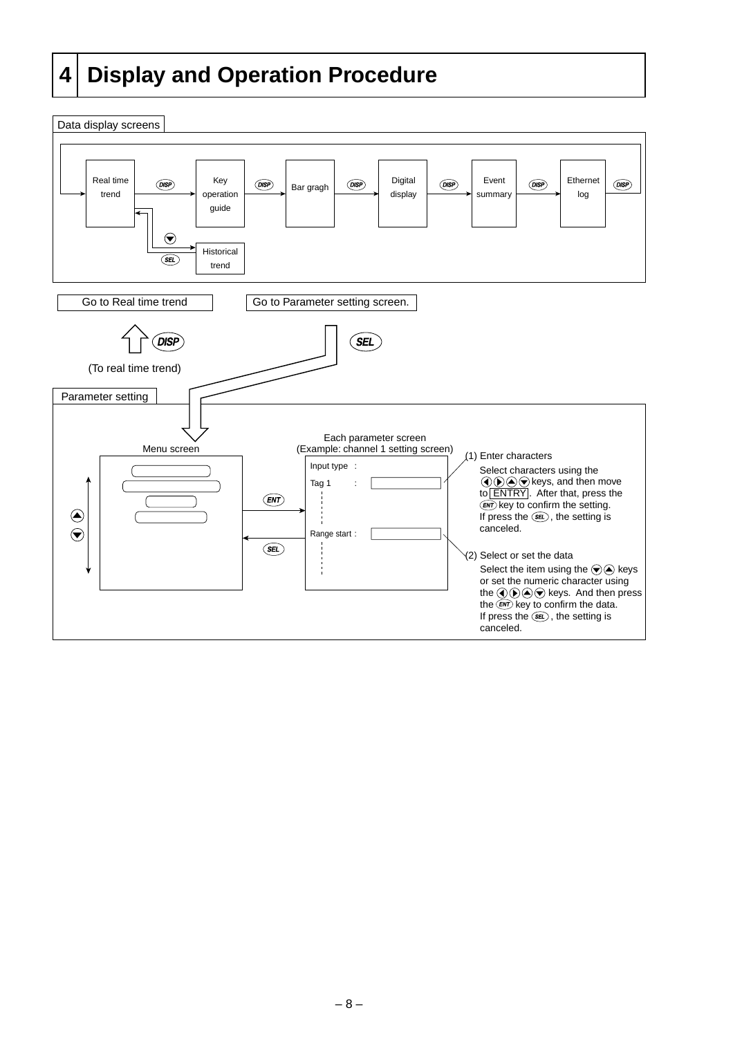# 4 Display and Operation Procedure

**Data display screens**

Real time trend → (DISP) → Key operation guide → (DISP) → Bar gragh → (DISP) → Digital display → (DISP) → Event summary → (DISP) → Ethernet log → (DISP) → (back to Real time trend)

Real time trend → (▼) → Historical trend → (SEL) → (back to Real time trend)

Go to Real time trend

(DISP)

(To real time trend)

Go to Parameter setting screen.

(SEL)

**Parameter setting**

Menu screen

(▲) (▼)

(ENT) → Each parameter screen (Example: channel 1 setting screen) ← (SEL)

Input type :

Tag 1 :

Range start :

(1) Enter characters

Select characters using the ◀ ▶ ▲ ▼ keys, and then move to ENTRY. After that, press the (ENT) key to confirm the setting. If press the (SEL), the setting is canceled.

(2) Select or set the data

Select the item using the ▼ ▲ keys or set the numeric character using the ◀ ▶ ▲ ▼ keys. And then press the (ENT) key to confirm the data. If press the (SEL), the setting is canceled.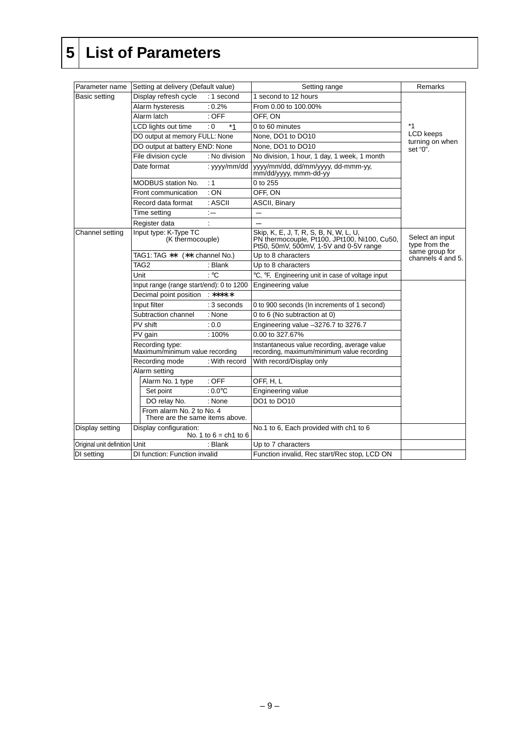# 5 List of Parameters

| Parameter name | Setting at delivery (Default value) | | Setting range | Remarks |
|---|---|---|---|---|
| Basic setting | Display refresh cycle | : 1 second | 1 second to 12 hours | *1 LCD keeps turning on when set "0". |
| | Alarm hysteresis | : 0.2% | From 0.00 to 100.00% | |
| | Alarm latch | : OFF | OFF, ON | |
| | LCD lights out time | : 0 *1 | 0 to 60 minutes | |
| | DO output at memory FULL: None | | None, DO1 to DO10 | |
| | DO output at battery END: None | | None, DO1 to DO10 | |
| | File division cycle | : No division | No division, 1 hour, 1 day, 1 week, 1 month | |
| | Date format | : yyyy/mm/dd | yyyy/mm/dd, dd/mm/yyyy, dd-mmm-yy, mm/dd/yyyy, mmm-dd-yy | |
| | MODBUS station No. | : 1 | 0 to 255 | |
| | Front communication | : ON | OFF, ON | |
| | Record data format | : ASCII | ASCII, Binary | |
| | Time setting | :— | — | |
| | Register data | : | — | |
| Channel setting | Input type: K-Type TC (K thermocouple) | | Skip, K, E, J, T, R, S, B, N, W, L, U, PN thermocouple, Pt100, JPt100, Ni100, Cu50, Pt50, 50mV, 500mV, 1-5V and 0-5V range | Select an input type from the same group for channels 4 and 5. |
| | TAG1: TAG ** (** channel No.) | | Up to 8 characters | |
| | TAG2 | : Blank | Up to 8 characters | |
| | Unit | : ℃ | ℃, ℉, Engineering unit in case of voltage input | |
| | Input range (range start/end): 0 to 1200 | | Engineering value | |
| | Decimal point position | : ****.* | | |
| | Input filter | : 3 seconds | 0 to 900 seconds (In increments of 1 second) | |
| | Subtraction channel | : None | 0 to 6 (No subtraction at 0) | |
| | PV shift | : 0.0 | Engineering value –3276.7 to 3276.7 | |
| | PV gain | : 100% | 0.00 to 327.67% | |
| | Recording type: Maximum/minimum value recording | | Instantaneous value recording, average value recording, maximum/minimum value recording | |
| | Recording mode | : With record | With record/Display only | |
| | Alarm setting | | | |
| | Alarm No. 1 type | : OFF | OFF, H, L | |
| | Set point | : 0.0℃ | Engineering value | |
| | DO relay No. | : None | DO1 to DO10 | |
| | From alarm No. 2 to No. 4 There are the same items above. | | | |
| Display setting | Display configuration: No. 1 to 6 = ch1 to 6 | | No.1 to 6, Each provided with ch1 to 6 | |
| Original unit definition | Unit | : Blank | Up to 7 characters | |
| DI setting | DI function: Function invalid | | Function invalid, Rec start/Rec stop, LCD ON | |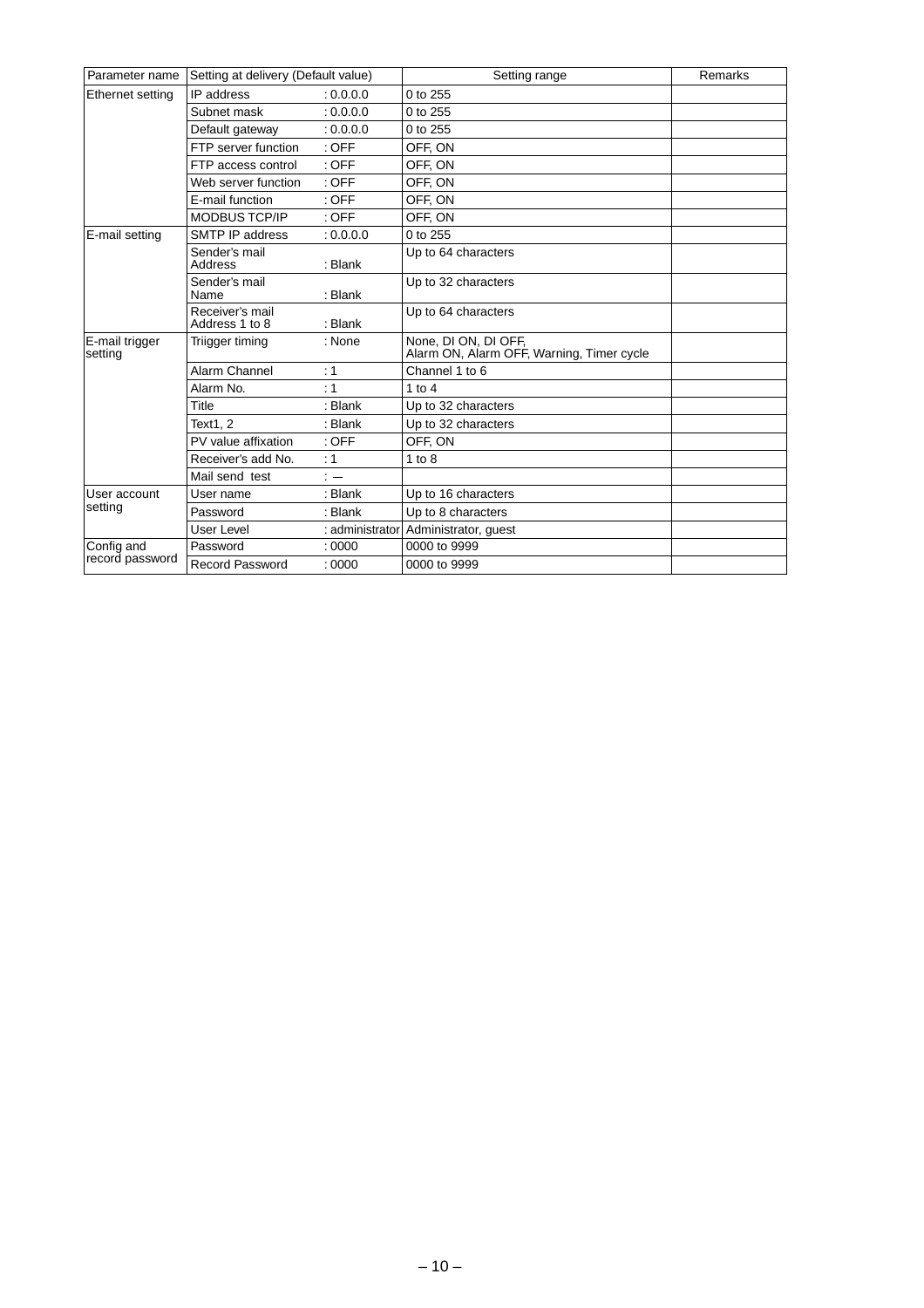| Parameter name | Setting at delivery (Default value) | | Setting range | Remarks |
|---|---|---|---|---|
| Ethernet setting | IP address | : 0.0.0.0 | 0 to 255 | |
| | Subnet mask | : 0.0.0.0 | 0 to 255 | |
| | Default gateway | : 0.0.0.0 | 0 to 255 | |
| | FTP server function | : OFF | OFF, ON | |
| | FTP access control | : OFF | OFF, ON | |
| | Web server function | : OFF | OFF, ON | |
| | E-mail function | : OFF | OFF, ON | |
| | MODBUS TCP/IP | : OFF | OFF, ON | |
| E-mail setting | SMTP IP address | : 0.0.0.0 | 0 to 255 | |
| | Sender's mail Address | : Blank | Up to 64 characters | |
| | Sender's mail Name | : Blank | Up to 32 characters | |
| | Receiver's mail Address 1 to 8 | : Blank | Up to 64 characters | |
| E-mail trigger setting | Triigger timing | : None | None, DI ON, DI OFF, Alarm ON, Alarm OFF, Warning, Timer cycle | |
| | Alarm Channel | : 1 | Channel 1 to 6 | |
| | Alarm No. | : 1 | 1 to 4 | |
| | Title | : Blank | Up to 32 characters | |
| | Text1, 2 | : Blank | Up to 32 characters | |
| | PV value affixation | : OFF | OFF, ON | |
| | Receiver's add No. | : 1 | 1 to 8 | |
| | Mail send test | : — | | |
| User account setting | User name | : Blank | Up to 16 characters | |
| | Password | : Blank | Up to 8 characters | |
| | User Level | : administrator | Administrator, guest | |
| Config and record password | Password | : 0000 | 0000 to 9999 | |
| | Record Password | : 0000 | 0000 to 9999 | |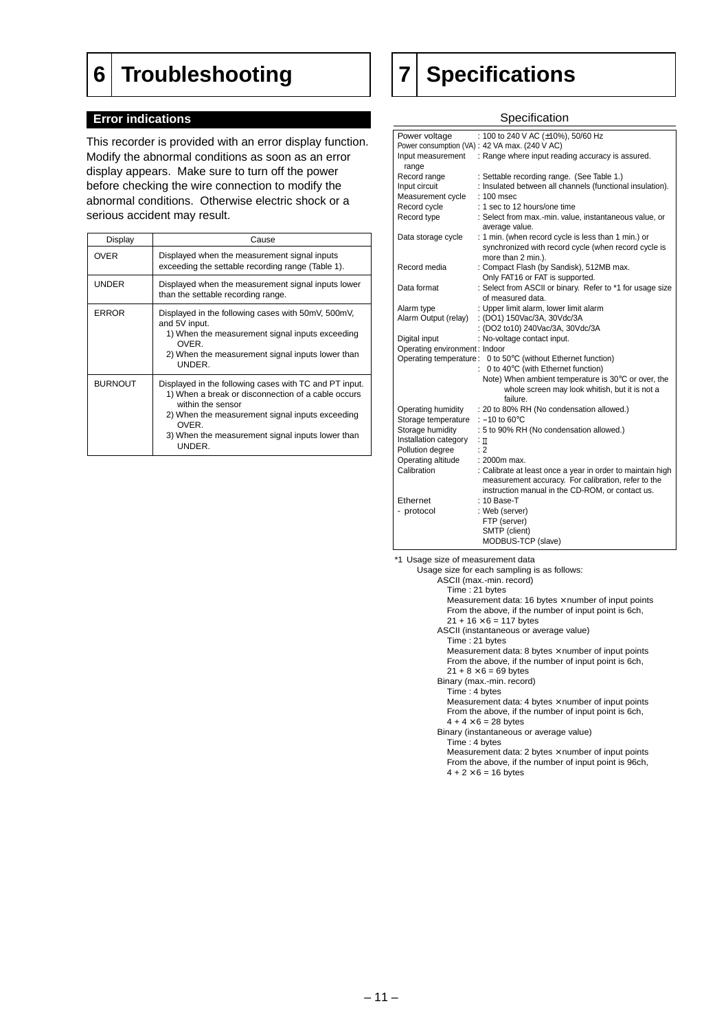# 6 Troubleshooting

## Error indications

This recorder is provided with an error display function. Modify the abnormal conditions as soon as an error display appears. Make sure to turn off the power before checking the wire connection to modify the abnormal conditions. Otherwise electric shock or a serious accident may result.

| Display | Cause |
|---|---|
| OVER | Displayed when the measurement signal inputs exceeding the settable recording range (Table 1). |
| UNDER | Displayed when the measurement signal inputs lower than the settable recording range. |
| ERROR | Displayed in the following cases with 50mV, 500mV, and 5V input.<br>1) When the measurement signal inputs exceeding OVER.<br>2) When the measurement signal inputs lower than UNDER. |
| BURNOUT | Displayed in the following cases with TC and PT input.<br>1) When a break or disconnection of a cable occurs within the sensor<br>2) When the measurement signal inputs exceeding OVER.<br>3) When the measurement signal inputs lower than UNDER. |

# 7 Specifications

### Specification

| | |
|---|---|
| Power voltage | : 100 to 240 V AC (±10%), 50/60 Hz |
| Power consumption (VA) | : 42 VA max. (240 V AC) |
| Input measurement range | : Range where input reading accuracy is assured. |
| Record range | : Settable recording range. (See Table 1.) |
| Input circuit | : Insulated between all channels (functional insulation). |
| Measurement cycle | : 100 msec |
| Record cycle | : 1 sec to 12 hours/one time |
| Record type | : Select from max.-min. value, instantaneous value, or average value. |
| Data storage cycle | : 1 min. (when record cycle is less than 1 min.) or synchronized with record cycle (when record cycle is more than 2 min.). |
| Record media | : Compact Flash (by Sandisk), 512MB max.<br>Only FAT16 or FAT is supported. |
| Data format | : Select from ASCII or binary. Refer to *1 for usage size of measured data. |
| Alarm type | : Upper limit alarm, lower limit alarm |
| Alarm Output (relay) | : (DO1) 150Vac/3A, 30Vdc/3A<br>: (DO2 to10) 240Vac/3A, 30Vdc/3A |
| Digital input | : No-voltage contact input. |
| Operating environment | : Indoor |
| Operating temperature | : 0 to 50°C (without Ethernet function)<br>: 0 to 40°C (with Ethernet function)<br>Note) When ambient temperature is 30°C or over, the whole screen may look whitish, but it is not a failure. |
| Operating humidity | : 20 to 80% RH (No condensation allowed.) |
| Storage temperature | : −10 to 60°C |
| Storage humidity | : 5 to 90% RH (No condensation allowed.) |
| Installation category | : II |
| Pollution degree | : 2 |
| Operating altitude | : 2000m max. |
| Calibration | : Calibrate at least once a year in order to maintain high measurement accuracy. For calibration, refer to the instruction manual in the CD-ROM, or contact us. |
| Ethernet | : 10 Base-T |
| - protocol | : Web (server)<br>FTP (server)<br>SMTP (client)<br>MODBUS-TCP (slave) |

*1 Usage size of measurement data

Usage size for each sampling is as follows:

ASCII (max.-min. record)
- Time : 21 bytes
- Measurement data: 16 bytes × number of input points
- From the above, if the number of input point is 6ch,
- 21 + 16 × 6 = 117 bytes

ASCII (instantaneous or average value)
- Time : 21 bytes
- Measurement data: 8 bytes × number of input points
- From the above, if the number of input point is 6ch,
- 21 + 8 × 6 = 69 bytes

Binary (max.-min. record)
- Time : 4 bytes
- Measurement data: 4 bytes × number of input points
- From the above, if the number of input point is 6ch,
- 4 + 4 × 6 = 28 bytes

Binary (instantaneous or average value)
- Time : 4 bytes
- Measurement data: 2 bytes × number of input points
- From the above, if the number of input point is 96ch,
- 4 + 2 × 6 = 16 bytes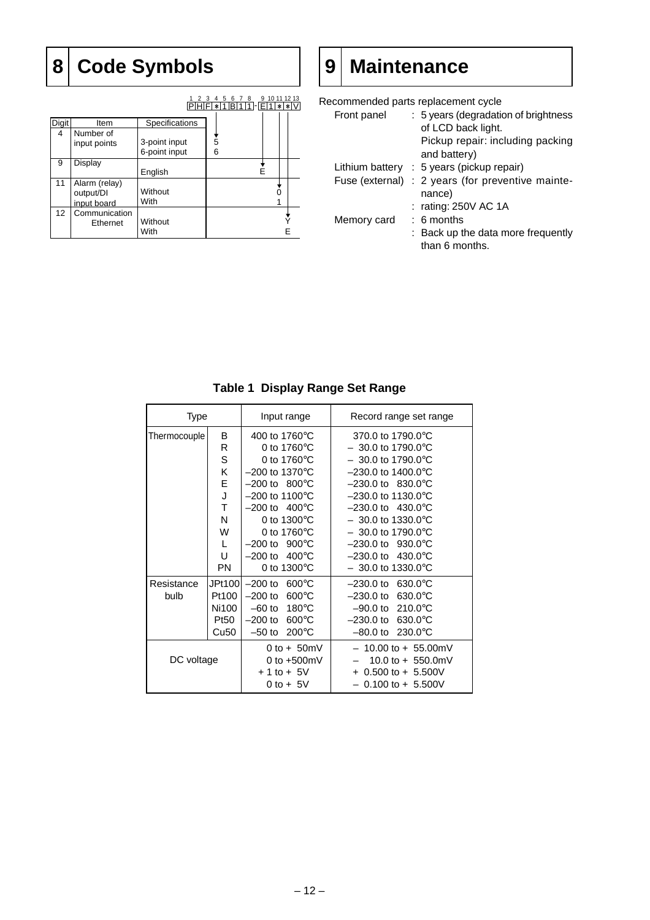# 8 Code Symbols

| | 1 | 2 | 3 | 4 | 5 | 6 | 7 | 8 | | 9 | 10 | 11 | 12 | 13 |
|---|---|---|---|---|---|---|---|---|---|---|---|---|---|---|
| | P | H | F | * | 1 | B | 1 | 1 | - | E | 1 | * | * | V |

| Digit | Item | Specifications | Code |
|---|---|---|---|
| 4 | Number of input points | 3-point input | 5 |
| | | 6-point input | 6 |
| 9 | Display | English | E |
| 11 | Alarm (relay) output/DI input board | Without | 0 |
| | | With | 1 |
| 12 | Communication Ethernet | Without | Y |
| | | With | E |

# 9 Maintenance

Recommended parts replacement cycle

- Front panel : 5 years (degradation of brightness of LCD back light.
  Pickup repair: including packing and battery)
- Lithium battery : 5 years (pickup repair)
- Fuse (external) : 2 years (for preventive maintenance)
  : rating: 250V AC 1A
- Memory card : 6 months
  : Back up the data more frequently than 6 months.

**Table 1 Display Range Set Range**

| Type | | Input range | Record range set range |
|---|---|---|---|
| Thermocouple | B | 400 to 1760°C | 370.0 to 1790.0°C |
| | R | 0 to 1760°C | – 30.0 to 1790.0°C |
| | S | 0 to 1760°C | – 30.0 to 1790.0°C |
| | K | –200 to 1370°C | –230.0 to 1400.0°C |
| | E | –200 to 800°C | –230.0 to 830.0°C |
| | J | –200 to 1100°C | –230.0 to 1130.0°C |
| | T | –200 to 400°C | –230.0 to 430.0°C |
| | N | 0 to 1300°C | – 30.0 to 1330.0°C |
| | W | 0 to 1760°C | – 30.0 to 1790.0°C |
| | L | –200 to 900°C | –230.0 to 930.0°C |
| | U | –200 to 400°C | –230.0 to 430.0°C |
| | PN | 0 to 1300°C | – 30.0 to 1330.0°C |
| Resistance bulb | JPt100 | –200 to 600°C | –230.0 to 630.0°C |
| | Pt100 | –200 to 600°C | –230.0 to 630.0°C |
| | Ni100 | –60 to 180°C | –90.0 to 210.0°C |
| | Pt50 | –200 to 600°C | –230.0 to 630.0°C |
| | Cu50 | –50 to 200°C | –80.0 to 230.0°C |
| DC voltage | | 0 to + 50mV | – 10.00 to + 55.00mV |
| | | 0 to +500mV | – 10.0 to + 550.0mV |
| | | + 1 to + 5V | + 0.500 to + 5.500V |
| | | 0 to + 5V | – 0.100 to + 5.500V |